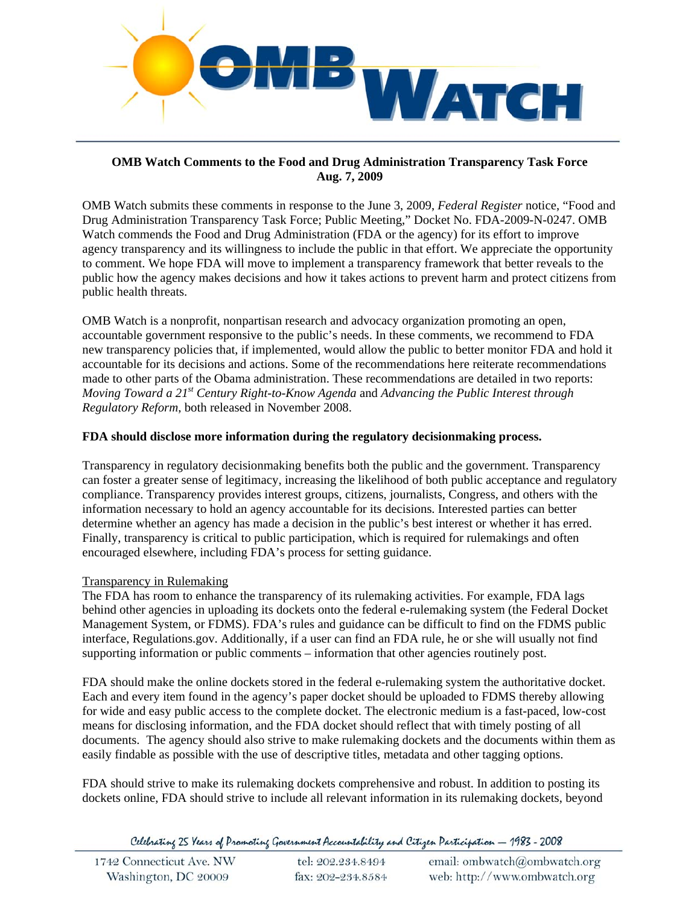**OMB Watch Comments to the Food and Drug Administration Transparency Task Force**
**Aug. 7, 2009**

OMB Watch submits these comments in response to the June 3, 2009, *Federal Register* notice, "Food and Drug Administration Transparency Task Force; Public Meeting," Docket No. FDA-2009-N-0247. OMB Watch commends the Food and Drug Administration (FDA or the agency) for its effort to improve agency transparency and its willingness to include the public in that effort. We appreciate the opportunity to comment. We hope FDA will move to implement a transparency framework that better reveals to the public how the agency makes decisions and how it takes actions to prevent harm and protect citizens from public health threats.

OMB Watch is a nonprofit, nonpartisan research and advocacy organization promoting an open, accountable government responsive to the public's needs. In these comments, we recommend to FDA new transparency policies that, if implemented, would allow the public to better monitor FDA and hold it accountable for its decisions and actions. Some of the recommendations here reiterate recommendations made to other parts of the Obama administration. These recommendations are detailed in two reports: *Moving Toward a 21st Century Right-to-Know Agenda* and *Advancing the Public Interest through Regulatory Reform*, both released in November 2008.

**FDA should disclose more information during the regulatory decisionmaking process.**

Transparency in regulatory decisionmaking benefits both the public and the government. Transparency can foster a greater sense of legitimacy, increasing the likelihood of both public acceptance and regulatory compliance. Transparency provides interest groups, citizens, journalists, Congress, and others with the information necessary to hold an agency accountable for its decisions. Interested parties can better determine whether an agency has made a decision in the public's best interest or whether it has erred. Finally, transparency is critical to public participation, which is required for rulemakings and often encouraged elsewhere, including FDA's process for setting guidance.

Transparency in Rulemaking

The FDA has room to enhance the transparency of its rulemaking activities. For example, FDA lags behind other agencies in uploading its dockets onto the federal e-rulemaking system (the Federal Docket Management System, or FDMS). FDA's rules and guidance can be difficult to find on the FDMS public interface, Regulations.gov. Additionally, if a user can find an FDA rule, he or she will usually not find supporting information or public comments – information that other agencies routinely post.

FDA should make the online dockets stored in the federal e-rulemaking system the authoritative docket. Each and every item found in the agency's paper docket should be uploaded to FDMS thereby allowing for wide and easy public access to the complete docket. The electronic medium is a fast-paced, low-cost means for disclosing information, and the FDA docket should reflect that with timely posting of all documents. The agency should also strive to make rulemaking dockets and the documents within them as easily findable as possible with the use of descriptive titles, metadata and other tagging options.

FDA should strive to make its rulemaking dockets comprehensive and robust. In addition to posting its dockets online, FDA should strive to include all relevant information in its rulemaking dockets, beyond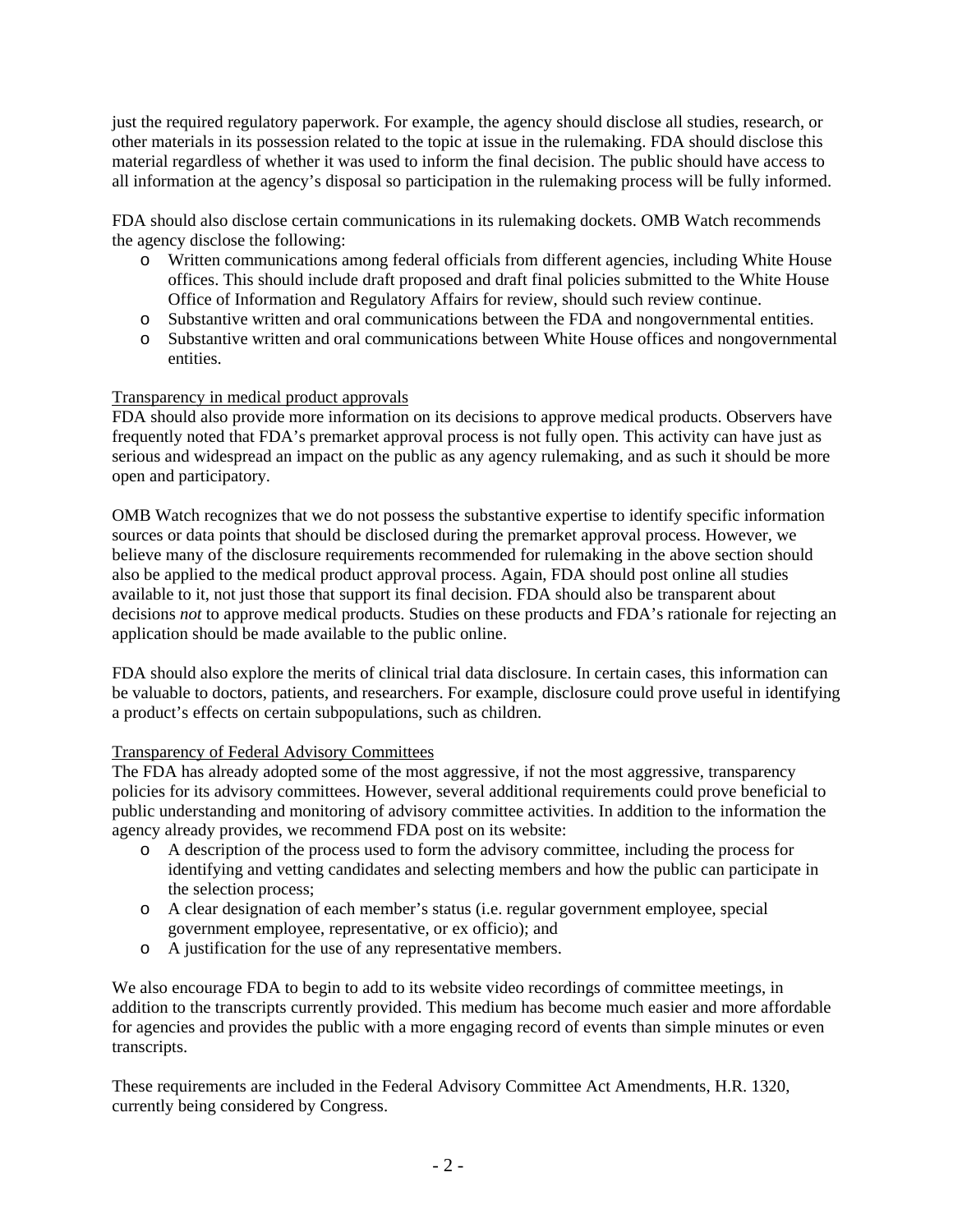just the required regulatory paperwork. For example, the agency should disclose all studies, research, or other materials in its possession related to the topic at issue in the rulemaking. FDA should disclose this material regardless of whether it was used to inform the final decision. The public should have access to all information at the agency's disposal so participation in the rulemaking process will be fully informed.

FDA should also disclose certain communications in its rulemaking dockets. OMB Watch recommends the agency disclose the following:

- Written communications among federal officials from different agencies, including White House offices. This should include draft proposed and draft final policies submitted to the White House Office of Information and Regulatory Affairs for review, should such review continue.
- Substantive written and oral communications between the FDA and nongovernmental entities.
- Substantive written and oral communications between White House offices and nongovernmental entities.

Transparency in medical product approvals

FDA should also provide more information on its decisions to approve medical products. Observers have frequently noted that FDA's premarket approval process is not fully open. This activity can have just as serious and widespread an impact on the public as any agency rulemaking, and as such it should be more open and participatory.

OMB Watch recognizes that we do not possess the substantive expertise to identify specific information sources or data points that should be disclosed during the premarket approval process. However, we believe many of the disclosure requirements recommended for rulemaking in the above section should also be applied to the medical product approval process. Again, FDA should post online all studies available to it, not just those that support its final decision. FDA should also be transparent about decisions *not* to approve medical products. Studies on these products and FDA's rationale for rejecting an application should be made available to the public online.

FDA should also explore the merits of clinical trial data disclosure. In certain cases, this information can be valuable to doctors, patients, and researchers. For example, disclosure could prove useful in identifying a product's effects on certain subpopulations, such as children.

Transparency of Federal Advisory Committees

The FDA has already adopted some of the most aggressive, if not the most aggressive, transparency policies for its advisory committees. However, several additional requirements could prove beneficial to public understanding and monitoring of advisory committee activities. In addition to the information the agency already provides, we recommend FDA post on its website:

- A description of the process used to form the advisory committee, including the process for identifying and vetting candidates and selecting members and how the public can participate in the selection process;
- A clear designation of each member's status (i.e. regular government employee, special government employee, representative, or ex officio); and
- A justification for the use of any representative members.

We also encourage FDA to begin to add to its website video recordings of committee meetings, in addition to the transcripts currently provided. This medium has become much easier and more affordable for agencies and provides the public with a more engaging record of events than simple minutes or even transcripts.

These requirements are included in the Federal Advisory Committee Act Amendments, H.R. 1320, currently being considered by Congress.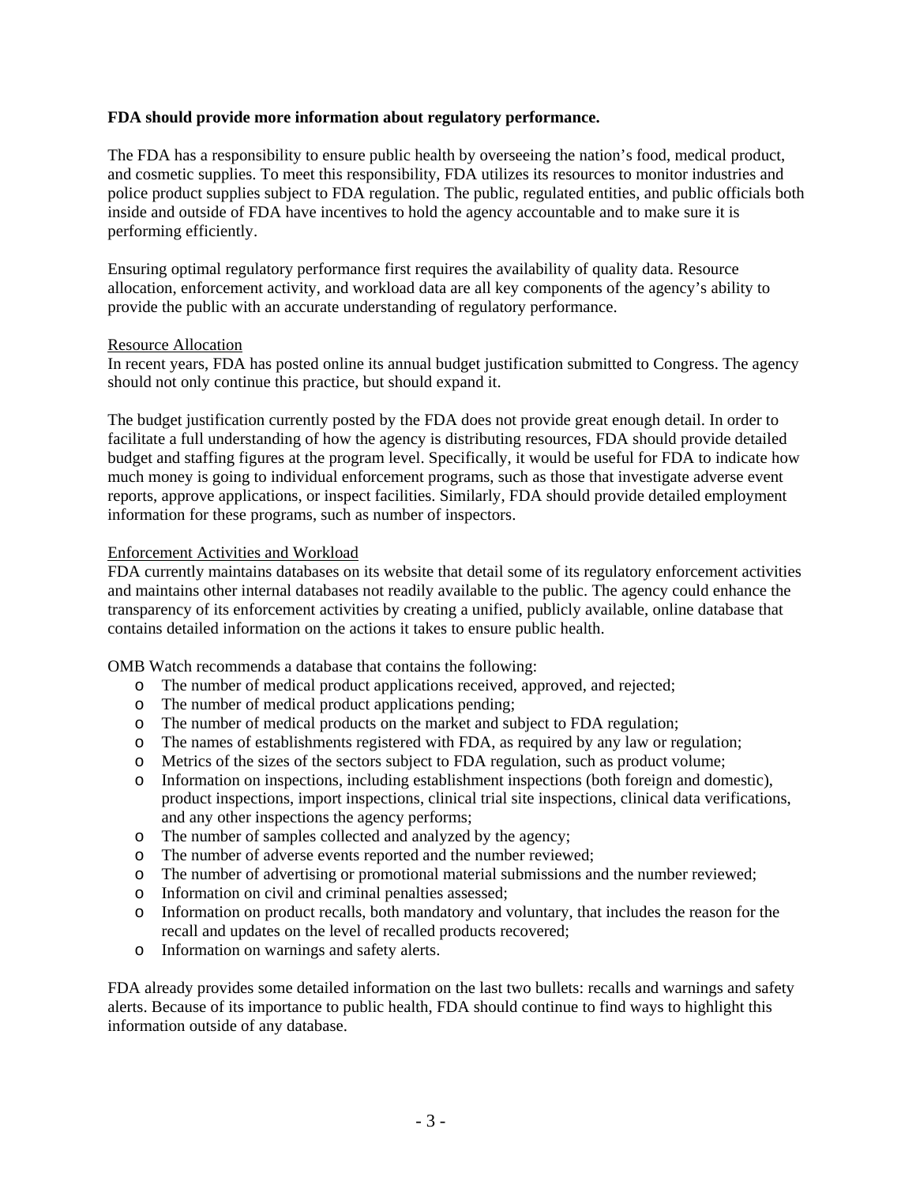**FDA should provide more information about regulatory performance.**

The FDA has a responsibility to ensure public health by overseeing the nation's food, medical product, and cosmetic supplies. To meet this responsibility, FDA utilizes its resources to monitor industries and police product supplies subject to FDA regulation. The public, regulated entities, and public officials both inside and outside of FDA have incentives to hold the agency accountable and to make sure it is performing efficiently.

Ensuring optimal regulatory performance first requires the availability of quality data. Resource allocation, enforcement activity, and workload data are all key components of the agency's ability to provide the public with an accurate understanding of regulatory performance.

<u>Resource Allocation</u>

In recent years, FDA has posted online its annual budget justification submitted to Congress. The agency should not only continue this practice, but should expand it.

The budget justification currently posted by the FDA does not provide great enough detail. In order to facilitate a full understanding of how the agency is distributing resources, FDA should provide detailed budget and staffing figures at the program level. Specifically, it would be useful for FDA to indicate how much money is going to individual enforcement programs, such as those that investigate adverse event reports, approve applications, or inspect facilities. Similarly, FDA should provide detailed employment information for these programs, such as number of inspectors.

<u>Enforcement Activities and Workload</u>

FDA currently maintains databases on its website that detail some of its regulatory enforcement activities and maintains other internal databases not readily available to the public. The agency could enhance the transparency of its enforcement activities by creating a unified, publicly available, online database that contains detailed information on the actions it takes to ensure public health.

OMB Watch recommends a database that contains the following:

- The number of medical product applications received, approved, and rejected;
- The number of medical product applications pending;
- The number of medical products on the market and subject to FDA regulation;
- The names of establishments registered with FDA, as required by any law or regulation;
- Metrics of the sizes of the sectors subject to FDA regulation, such as product volume;
- Information on inspections, including establishment inspections (both foreign and domestic), product inspections, import inspections, clinical trial site inspections, clinical data verifications, and any other inspections the agency performs;
- The number of samples collected and analyzed by the agency;
- The number of adverse events reported and the number reviewed;
- The number of advertising or promotional material submissions and the number reviewed;
- Information on civil and criminal penalties assessed;
- Information on product recalls, both mandatory and voluntary, that includes the reason for the recall and updates on the level of recalled products recovered;
- Information on warnings and safety alerts.

FDA already provides some detailed information on the last two bullets: recalls and warnings and safety alerts. Because of its importance to public health, FDA should continue to find ways to highlight this information outside of any database.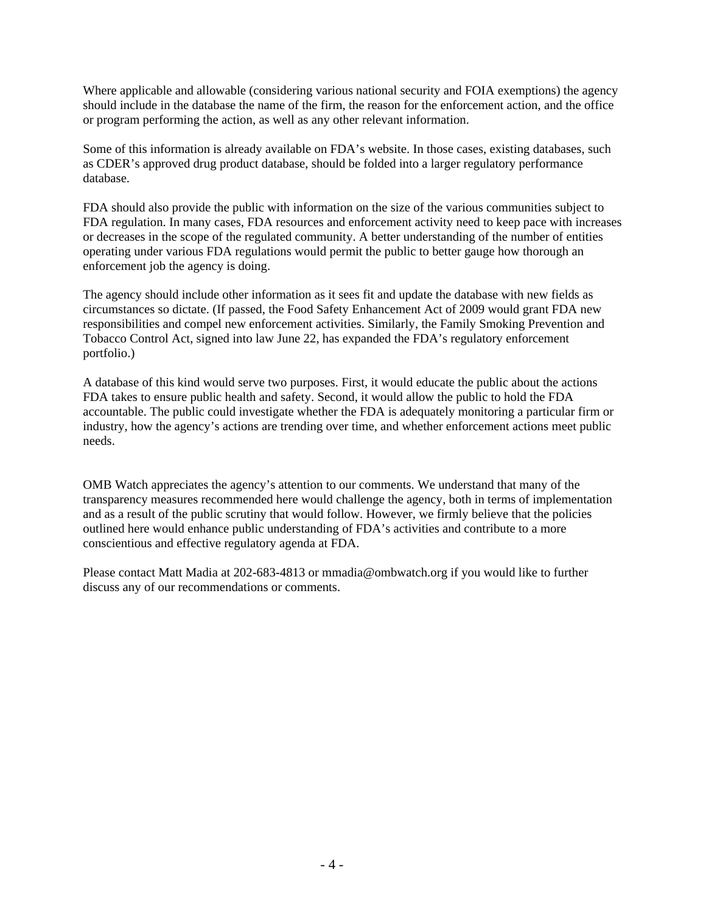Where applicable and allowable (considering various national security and FOIA exemptions) the agency should include in the database the name of the firm, the reason for the enforcement action, and the office or program performing the action, as well as any other relevant information.

Some of this information is already available on FDA's website. In those cases, existing databases, such as CDER's approved drug product database, should be folded into a larger regulatory performance database.

FDA should also provide the public with information on the size of the various communities subject to FDA regulation. In many cases, FDA resources and enforcement activity need to keep pace with increases or decreases in the scope of the regulated community. A better understanding of the number of entities operating under various FDA regulations would permit the public to better gauge how thorough an enforcement job the agency is doing.

The agency should include other information as it sees fit and update the database with new fields as circumstances so dictate. (If passed, the Food Safety Enhancement Act of 2009 would grant FDA new responsibilities and compel new enforcement activities. Similarly, the Family Smoking Prevention and Tobacco Control Act, signed into law June 22, has expanded the FDA's regulatory enforcement portfolio.)

A database of this kind would serve two purposes. First, it would educate the public about the actions FDA takes to ensure public health and safety. Second, it would allow the public to hold the FDA accountable. The public could investigate whether the FDA is adequately monitoring a particular firm or industry, how the agency's actions are trending over time, and whether enforcement actions meet public needs.

OMB Watch appreciates the agency's attention to our comments. We understand that many of the transparency measures recommended here would challenge the agency, both in terms of implementation and as a result of the public scrutiny that would follow. However, we firmly believe that the policies outlined here would enhance public understanding of FDA's activities and contribute to a more conscientious and effective regulatory agenda at FDA.

Please contact Matt Madia at 202-683-4813 or mmadia@ombwatch.org if you would like to further discuss any of our recommendations or comments.